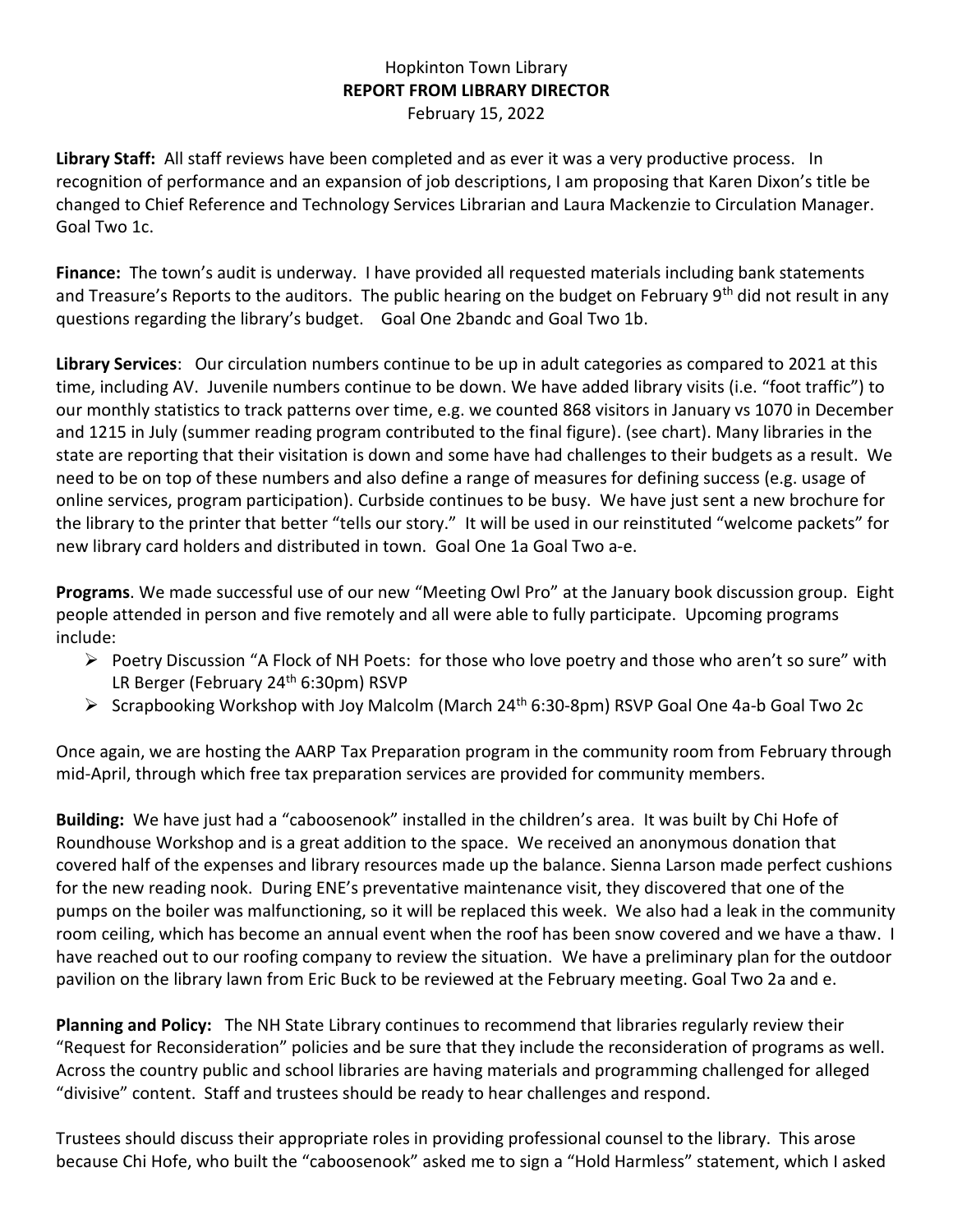Hopkinton Town Library
**REPORT FROM LIBRARY DIRECTOR**
February 15, 2022

**Library Staff:** All staff reviews have been completed and as ever it was a very productive process. In recognition of performance and an expansion of job descriptions, I am proposing that Karen Dixon's title be changed to Chief Reference and Technology Services Librarian and Laura Mackenzie to Circulation Manager. Goal Two 1c.

**Finance:** The town's audit is underway. I have provided all requested materials including bank statements and Treasure's Reports to the auditors. The public hearing on the budget on February 9th did not result in any questions regarding the library's budget. Goal One 2bandc and Goal Two 1b.

**Library Services**: Our circulation numbers continue to be up in adult categories as compared to 2021 at this time, including AV. Juvenile numbers continue to be down. We have added library visits (i.e. "foot traffic") to our monthly statistics to track patterns over time, e.g. we counted 868 visitors in January vs 1070 in December and 1215 in July (summer reading program contributed to the final figure). (see chart). Many libraries in the state are reporting that their visitation is down and some have had challenges to their budgets as a result. We need to be on top of these numbers and also define a range of measures for defining success (e.g. usage of online services, program participation). Curbside continues to be busy. We have just sent a new brochure for the library to the printer that better "tells our story." It will be used in our reinstituted "welcome packets" for new library card holders and distributed in town. Goal One 1a Goal Two a-e.

**Programs**. We made successful use of our new "Meeting Owl Pro" at the January book discussion group. Eight people attended in person and five remotely and all were able to fully participate. Upcoming programs include:

- Poetry Discussion "A Flock of NH Poets: for those who love poetry and those who aren't so sure" with LR Berger (February 24th 6:30pm) RSVP
- Scrapbooking Workshop with Joy Malcolm (March 24th 6:30-8pm) RSVP Goal One 4a-b Goal Two 2c

Once again, we are hosting the AARP Tax Preparation program in the community room from February through mid-April, through which free tax preparation services are provided for community members.

**Building:** We have just had a "caboosenook" installed in the children's area. It was built by Chi Hofe of Roundhouse Workshop and is a great addition to the space. We received an anonymous donation that covered half of the expenses and library resources made up the balance. Sienna Larson made perfect cushions for the new reading nook. During ENE's preventative maintenance visit, they discovered that one of the pumps on the boiler was malfunctioning, so it will be replaced this week. We also had a leak in the community room ceiling, which has become an annual event when the roof has been snow covered and we have a thaw. I have reached out to our roofing company to review the situation. We have a preliminary plan for the outdoor pavilion on the library lawn from Eric Buck to be reviewed at the February meeting. Goal Two 2a and e.

**Planning and Policy:** The NH State Library continues to recommend that libraries regularly review their "Request for Reconsideration" policies and be sure that they include the reconsideration of programs as well. Across the country public and school libraries are having materials and programming challenged for alleged "divisive" content. Staff and trustees should be ready to hear challenges and respond.

Trustees should discuss their appropriate roles in providing professional counsel to the library. This arose because Chi Hofe, who built the "caboosenook" asked me to sign a "Hold Harmless" statement, which I asked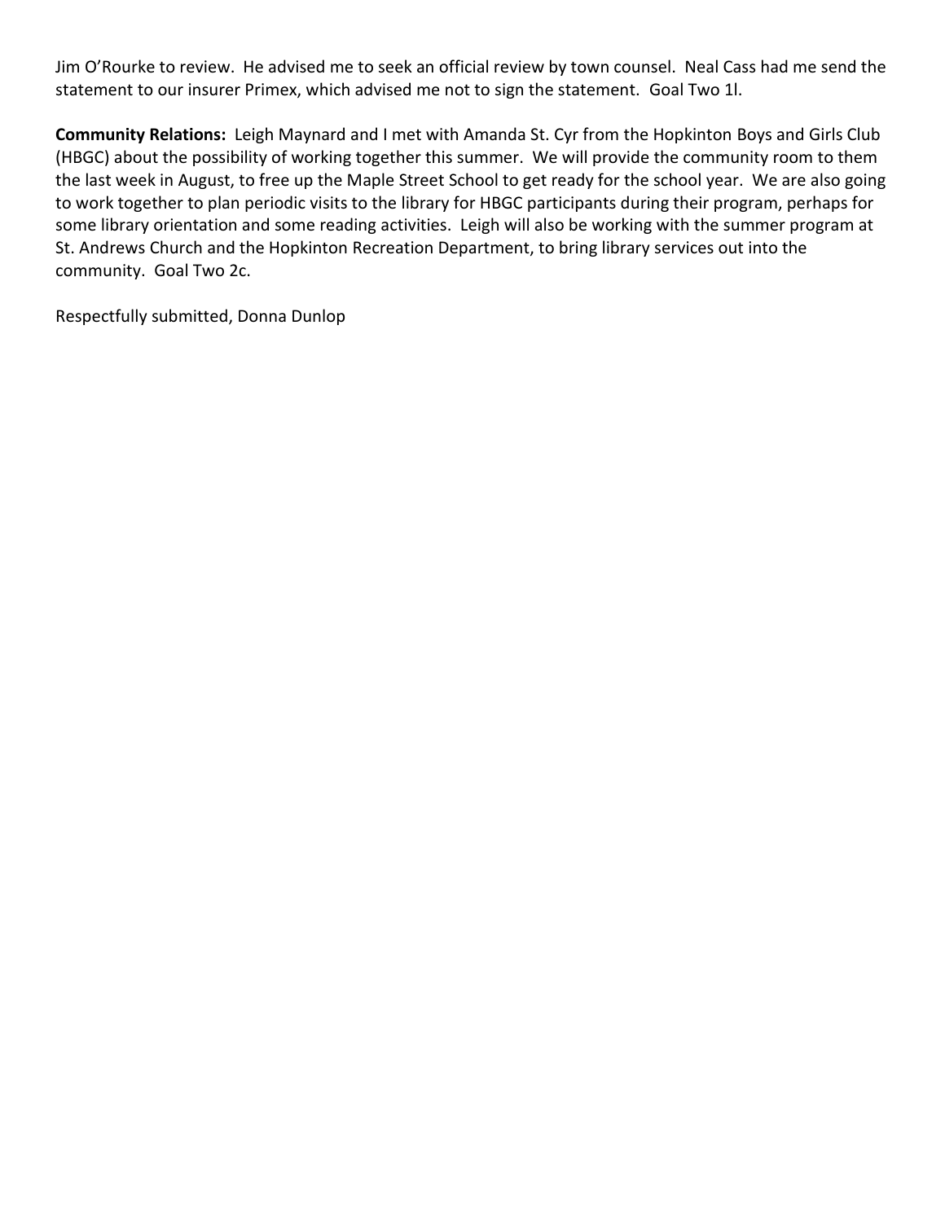Jim O'Rourke to review. He advised me to seek an official review by town counsel. Neal Cass had me send the statement to our insurer Primex, which advised me not to sign the statement. Goal Two 1l.

**Community Relations:** Leigh Maynard and I met with Amanda St. Cyr from the Hopkinton Boys and Girls Club (HBGC) about the possibility of working together this summer. We will provide the community room to them the last week in August, to free up the Maple Street School to get ready for the school year. We are also going to work together to plan periodic visits to the library for HBGC participants during their program, perhaps for some library orientation and some reading activities. Leigh will also be working with the summer program at St. Andrews Church and the Hopkinton Recreation Department, to bring library services out into the community. Goal Two 2c.

Respectfully submitted, Donna Dunlop